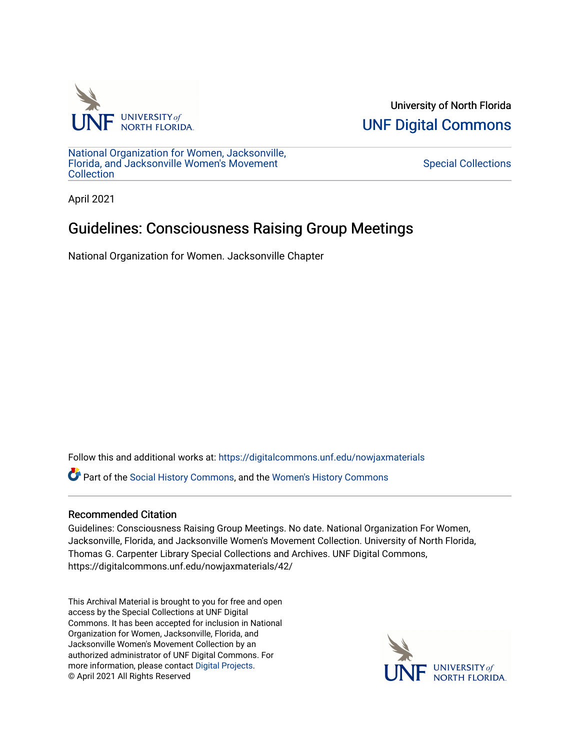University of North Florida

UNF Digital Commons

National Organization for Women, Jacksonville, Florida, and Jacksonville Women's Movement Collection

Special Collections

April 2021

# Guidelines: Consciousness Raising Group Meetings

National Organization for Women. Jacksonville Chapter

Follow this and additional works at: https://digitalcommons.unf.edu/nowjaxmaterials

Part of the Social History Commons, and the Women's History Commons

## Recommended Citation

Guidelines: Consciousness Raising Group Meetings. No date. National Organization For Women, Jacksonville, Florida, and Jacksonville Women's Movement Collection. University of North Florida, Thomas G. Carpenter Library Special Collections and Archives. UNF Digital Commons, https://digitalcommons.unf.edu/nowjaxmaterials/42/

This Archival Material is brought to you for free and open access by the Special Collections at UNF Digital Commons. It has been accepted for inclusion in National Organization for Women, Jacksonville, Florida, and Jacksonville Women's Movement Collection by an authorized administrator of UNF Digital Commons. For more information, please contact Digital Projects.
© April 2021 All Rights Reserved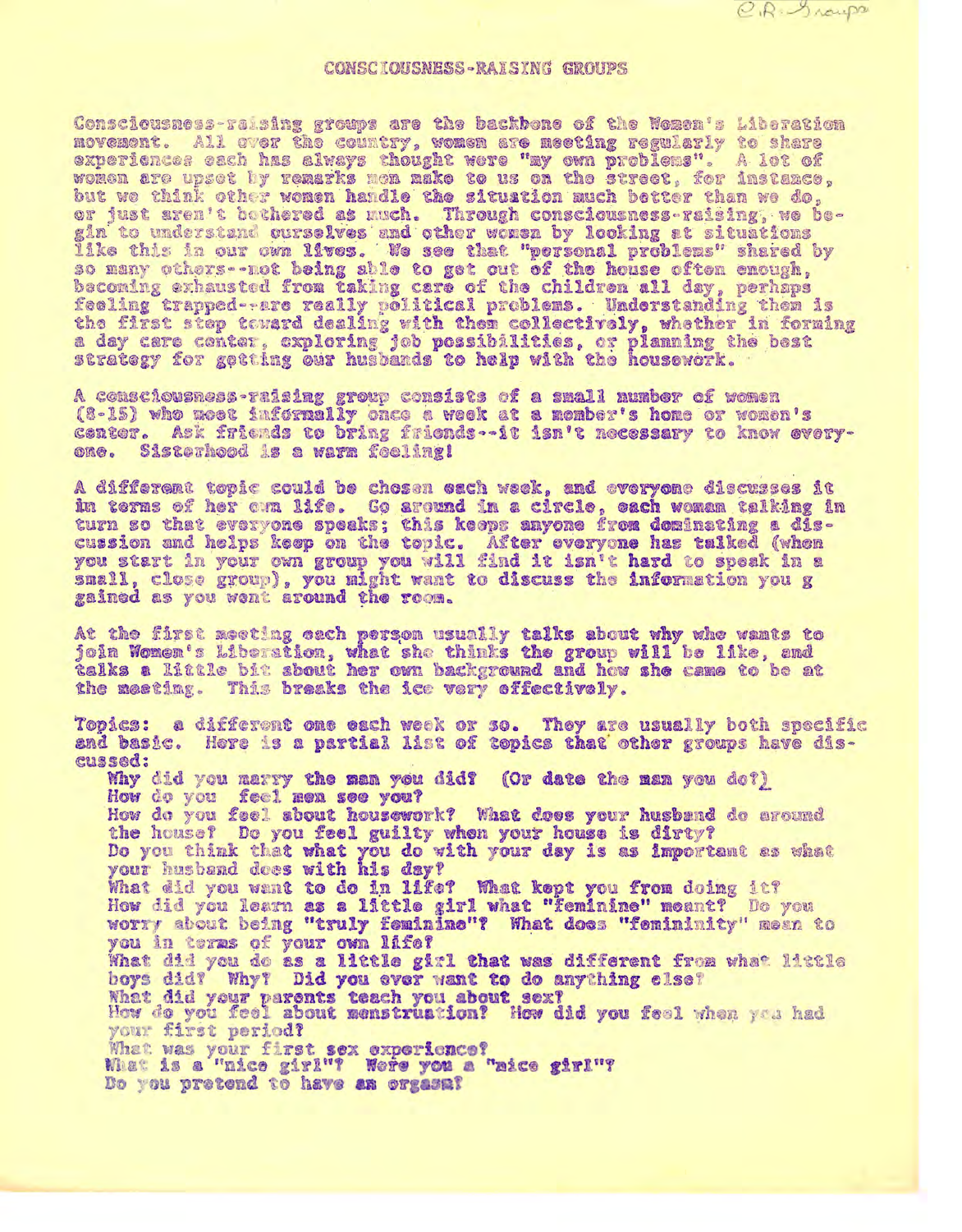C.R. Groups

# CONSCIOUSNESS-RAISING GROUPS

Consciousness-raising groups are the backbone of the Women's Liberation movement. All over the country, women are meeting regularly to share experiences each has always thought were "my own problems". A lot of women are upset by remarks men make to us on the street, for instance, but we think other women handle the situation much better than we do, or just aren't bothered as much. Through consciousness-raising, we begin to understand ourselves and other women by looking at situations like this in our own lives. We see that "personal problems" shared by so many others--not being able to get out of the house often enough, becoming exhausted from taking care of the children all day, perhaps feeling trapped--are really political problems. Understanding them is the first step toward dealing with them collectively, whether in forming a day care center, exploring job possibilities, or planning the best strategy for getting our husbands to help with the housework.

A consciousness-raising group consists of a small number of women (8-15) who meet informally once a week at a member's home or women's center. Ask friends to bring friends--it isn't necessary to know everyone. Sisterhood is a warm feeling!

A different topic could be chosen each week, and everyone discusses it in terms of her own life. Go around in a circle, each woman talking in turn so that everyone speaks; this keeps anyone from dominating a discussion and helps keep on the topic. After everyone has talked (when you start in your own group you will find it isn't hard to speak in a small, close group), you might want to discuss the information you g gained as you went around the room.

At the first meeting each person usually talks about why she wants to join Women's Liberation, what she thinks the group will be like, and talks a little bit about her own background and how she came to be at the meeting. This breaks the ice very effectively.

Topics: a different one each week or so. They are usually both specific and basic. Here is a partial list of topics that other groups have discussed:

Why did you marry the man you did? (Or date the man you do?)
How do you feel men see you?
How do you feel about housework? What does your husband do around the house? Do you feel guilty when your house is dirty?
Do you think that what you do with your day is as important as what your husband does with his day?
What did you want to do in life? What kept you from doing it?
How did you learn as a little girl what "feminine" meant? Do you worry about being "truly feminine"? What does "femininity" mean to you in terms of your own life?
What did you do as a little girl that was different from what little boys did? Why? Did you ever want to do anything else?
What did your parents teach you about sex?
How do you feel about menstruation? How did you feel when you had your first period?
What was your first sex experience?
What is a "nice girl"? Were you a "nice girl"?
Do you pretend to have an orgasm?